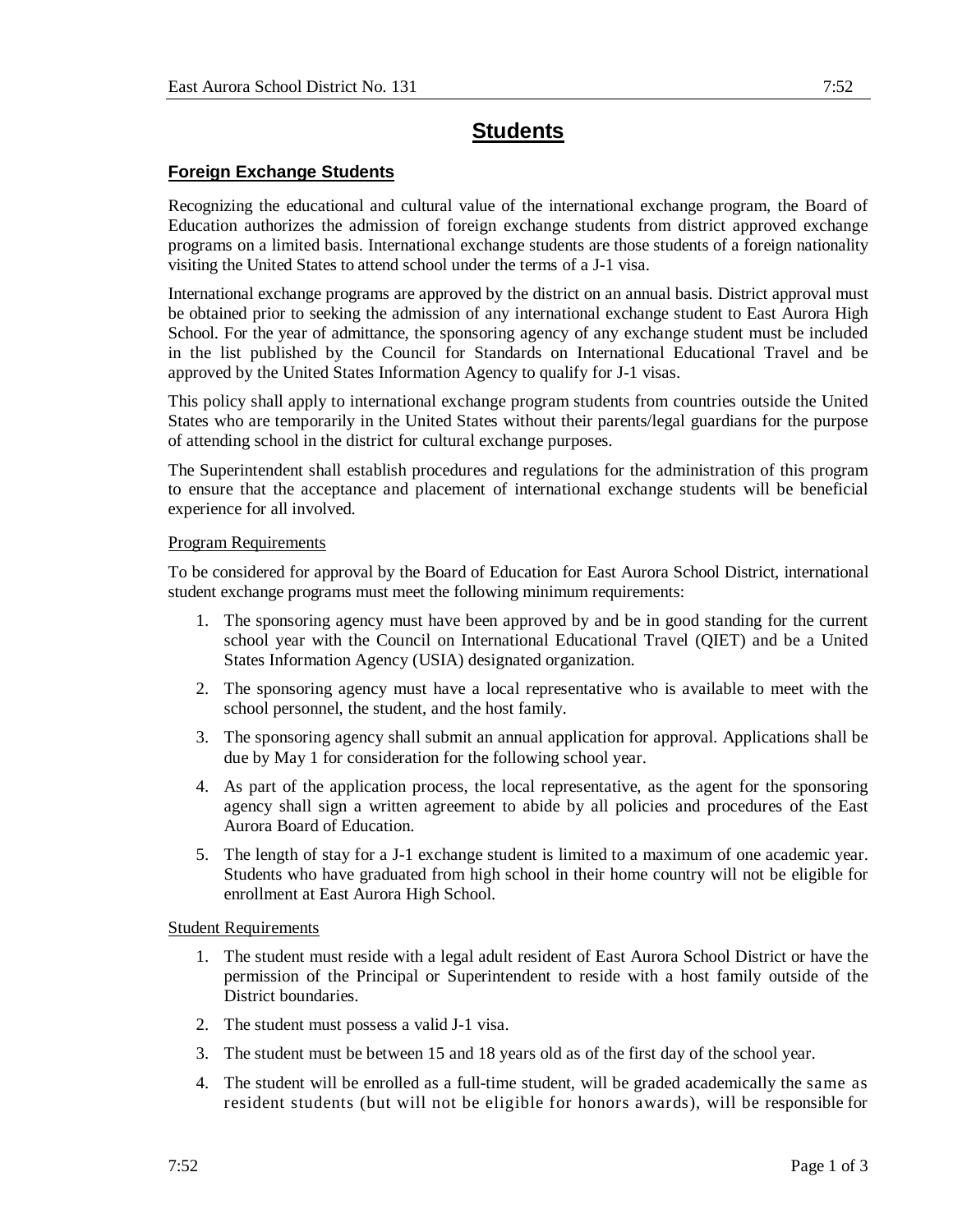# Students

## Foreign Exchange Students

Recognizing the educational and cultural value of the international exchange program, the Board of Education authorizes the admission of foreign exchange students from district approved exchange programs on a limited basis. International exchange students are those students of a foreign nationality visiting the United States to attend school under the terms of a J-1 visa.

International exchange programs are approved by the district on an annual basis. District approval must be obtained prior to seeking the admission of any international exchange student to East Aurora High School. For the year of admittance, the sponsoring agency of any exchange student must be included in the list published by the Council for Standards on International Educational Travel and be approved by the United States Information Agency to qualify for J-1 visas.

This policy shall apply to international exchange program students from countries outside the United States who are temporarily in the United States without their parents/legal guardians for the purpose of attending school in the district for cultural exchange purposes.

The Superintendent shall establish procedures and regulations for the administration of this program to ensure that the acceptance and placement of international exchange students will be beneficial experience for all involved.

### Program Requirements

To be considered for approval by the Board of Education for East Aurora School District, international student exchange programs must meet the following minimum requirements:

1. The sponsoring agency must have been approved by and be in good standing for the current school year with the Council on International Educational Travel (QIET) and be a United States Information Agency (USIA) designated organization.
2. The sponsoring agency must have a local representative who is available to meet with the school personnel, the student, and the host family.
3. The sponsoring agency shall submit an annual application for approval. Applications shall be due by May 1 for consideration for the following school year.
4. As part of the application process, the local representative, as the agent for the sponsoring agency shall sign a written agreement to abide by all policies and procedures of the East Aurora Board of Education.
5. The length of stay for a J-1 exchange student is limited to a maximum of one academic year. Students who have graduated from high school in their home country will not be eligible for enrollment at East Aurora High School.

### Student Requirements

1. The student must reside with a legal adult resident of East Aurora School District or have the permission of the Principal or Superintendent to reside with a host family outside of the District boundaries.
2. The student must possess a valid J-1 visa.
3. The student must be between 15 and 18 years old as of the first day of the school year.
4. The student will be enrolled as a full-time student, will be graded academically the same as resident students (but will not be eligible for honors awards), will be responsible for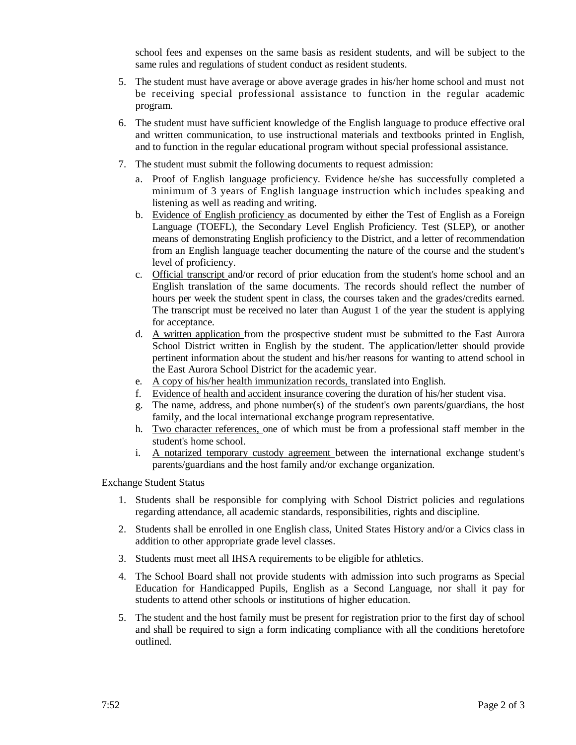school fees and expenses on the same basis as resident students, and will be subject to the same rules and regulations of student conduct as resident students.

5. The student must have average or above average grades in his/her home school and must not be receiving special professional assistance to function in the regular academic program.

6. The student must have sufficient knowledge of the English language to produce effective oral and written communication, to use instructional materials and textbooks printed in English, and to function in the regular educational program without special professional assistance.

7. The student must submit the following documents to request admission:
   a. Proof of English language proficiency. Evidence he/she has successfully completed a minimum of 3 years of English language instruction which includes speaking and listening as well as reading and writing.
   b. Evidence of English proficiency as documented by either the Test of English as a Foreign Language (TOEFL), the Secondary Level English Proficiency. Test (SLEP), or another means of demonstrating English proficiency to the District, and a letter of recommendation from an English language teacher documenting the nature of the course and the student's level of proficiency.
   c. Official transcript and/or record of prior education from the student's home school and an English translation of the same documents. The records should reflect the number of hours per week the student spent in class, the courses taken and the grades/credits earned. The transcript must be received no later than August 1 of the year the student is applying for acceptance.
   d. A written application from the prospective student must be submitted to the East Aurora School District written in English by the student. The application/letter should provide pertinent information about the student and his/her reasons for wanting to attend school in the East Aurora School District for the academic year.
   e. A copy of his/her health immunization records, translated into English.
   f. Evidence of health and accident insurance covering the duration of his/her student visa.
   g. The name, address, and phone number(s) of the student's own parents/guardians, the host family, and the local international exchange program representative.
   h. Two character references, one of which must be from a professional staff member in the student's home school.
   i. A notarized temporary custody agreement between the international exchange student's parents/guardians and the host family and/or exchange organization.

Exchange Student Status

1. Students shall be responsible for complying with School District policies and regulations regarding attendance, all academic standards, responsibilities, rights and discipline.

2. Students shall be enrolled in one English class, United States History and/or a Civics class in addition to other appropriate grade level classes.

3. Students must meet all IHSA requirements to be eligible for athletics.

4. The School Board shall not provide students with admission into such programs as Special Education for Handicapped Pupils, English as a Second Language, nor shall it pay for students to attend other schools or institutions of higher education.

5. The student and the host family must be present for registration prior to the first day of school and shall be required to sign a form indicating compliance with all the conditions heretofore outlined.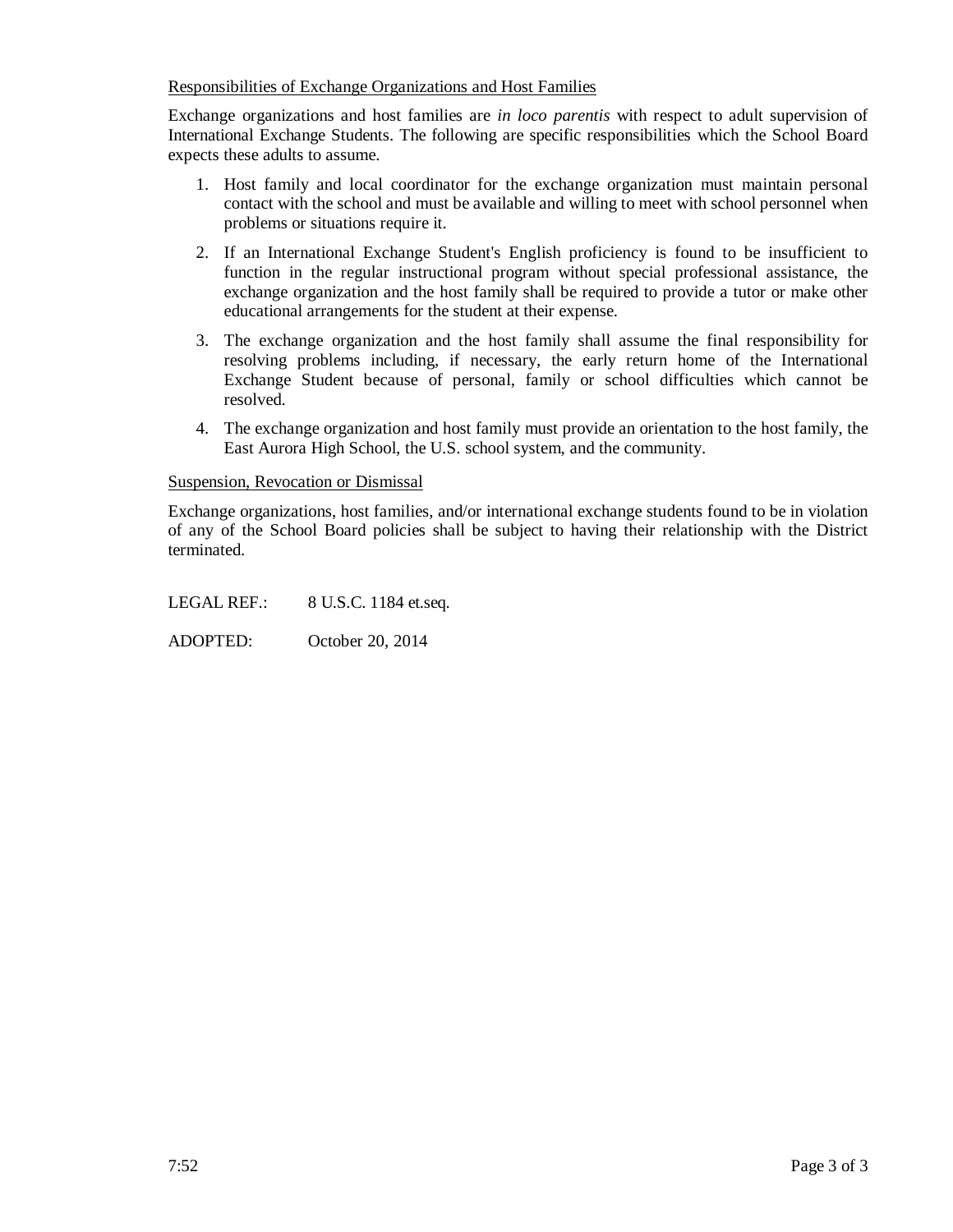<u>Responsibilities of Exchange Organizations and Host Families</u>

Exchange organizations and host families are *in loco parentis* with respect to adult supervision of International Exchange Students. The following are specific responsibilities which the School Board expects these adults to assume.

1. Host family and local coordinator for the exchange organization must maintain personal contact with the school and must be available and willing to meet with school personnel when problems or situations require it.
2. If an International Exchange Student's English proficiency is found to be insufficient to function in the regular instructional program without special professional assistance, the exchange organization and the host family shall be required to provide a tutor or make other educational arrangements for the student at their expense.
3. The exchange organization and the host family shall assume the final responsibility for resolving problems including, if necessary, the early return home of the International Exchange Student because of personal, family or school difficulties which cannot be resolved.
4. The exchange organization and host family must provide an orientation to the host family, the East Aurora High School, the U.S. school system, and the community.

<u>Suspension, Revocation or Dismissal</u>

Exchange organizations, host families, and/or international exchange students found to be in violation of any of the School Board policies shall be subject to having their relationship with the District terminated.

LEGAL REF.: 8 U.S.C. 1184 et.seq.

ADOPTED: October 20, 2014